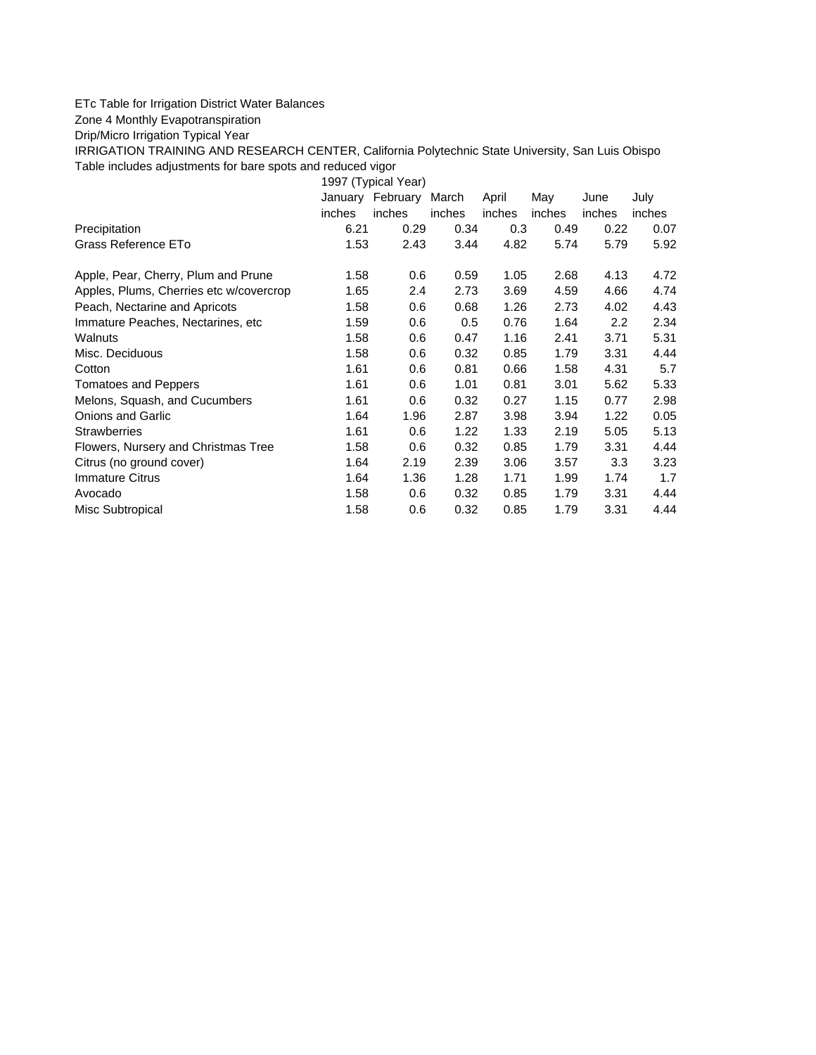ETc Table for Irrigation District Water Balances

Zone 4 Monthly Evapotranspiration

Drip/Micro Irrigation Typical Year

IRRIGATION TRAINING AND RESEARCH CENTER, California Polytechnic State University, San Luis Obispo

Table includes adjustments for bare spots and reduced vigor

| | 1997 (Typical Year) | | | | | | |
|---|---|---|---|---|---|---|---|
| | January | February | March | April | May | June | July |
| | inches | inches | inches | inches | inches | inches | inches |
| Precipitation | 6.21 | 0.29 | 0.34 | 0.3 | 0.49 | 0.22 | 0.07 |
| Grass Reference ETo | 1.53 | 2.43 | 3.44 | 4.82 | 5.74 | 5.79 | 5.92 |
| | | | | | | | |
| Apple, Pear, Cherry, Plum and Prune | 1.58 | 0.6 | 0.59 | 1.05 | 2.68 | 4.13 | 4.72 |
| Apples, Plums, Cherries etc w/covercrop | 1.65 | 2.4 | 2.73 | 3.69 | 4.59 | 4.66 | 4.74 |
| Peach, Nectarine and Apricots | 1.58 | 0.6 | 0.68 | 1.26 | 2.73 | 4.02 | 4.43 |
| Immature Peaches, Nectarines, etc | 1.59 | 0.6 | 0.5 | 0.76 | 1.64 | 2.2 | 2.34 |
| Walnuts | 1.58 | 0.6 | 0.47 | 1.16 | 2.41 | 3.71 | 5.31 |
| Misc. Deciduous | 1.58 | 0.6 | 0.32 | 0.85 | 1.79 | 3.31 | 4.44 |
| Cotton | 1.61 | 0.6 | 0.81 | 0.66 | 1.58 | 4.31 | 5.7 |
| Tomatoes and Peppers | 1.61 | 0.6 | 1.01 | 0.81 | 3.01 | 5.62 | 5.33 |
| Melons, Squash, and Cucumbers | 1.61 | 0.6 | 0.32 | 0.27 | 1.15 | 0.77 | 2.98 |
| Onions and Garlic | 1.64 | 1.96 | 2.87 | 3.98 | 3.94 | 1.22 | 0.05 |
| Strawberries | 1.61 | 0.6 | 1.22 | 1.33 | 2.19 | 5.05 | 5.13 |
| Flowers, Nursery and Christmas Tree | 1.58 | 0.6 | 0.32 | 0.85 | 1.79 | 3.31 | 4.44 |
| Citrus (no ground cover) | 1.64 | 2.19 | 2.39 | 3.06 | 3.57 | 3.3 | 3.23 |
| Immature Citrus | 1.64 | 1.36 | 1.28 | 1.71 | 1.99 | 1.74 | 1.7 |
| Avocado | 1.58 | 0.6 | 0.32 | 0.85 | 1.79 | 3.31 | 4.44 |
| Misc Subtropical | 1.58 | 0.6 | 0.32 | 0.85 | 1.79 | 3.31 | 4.44 |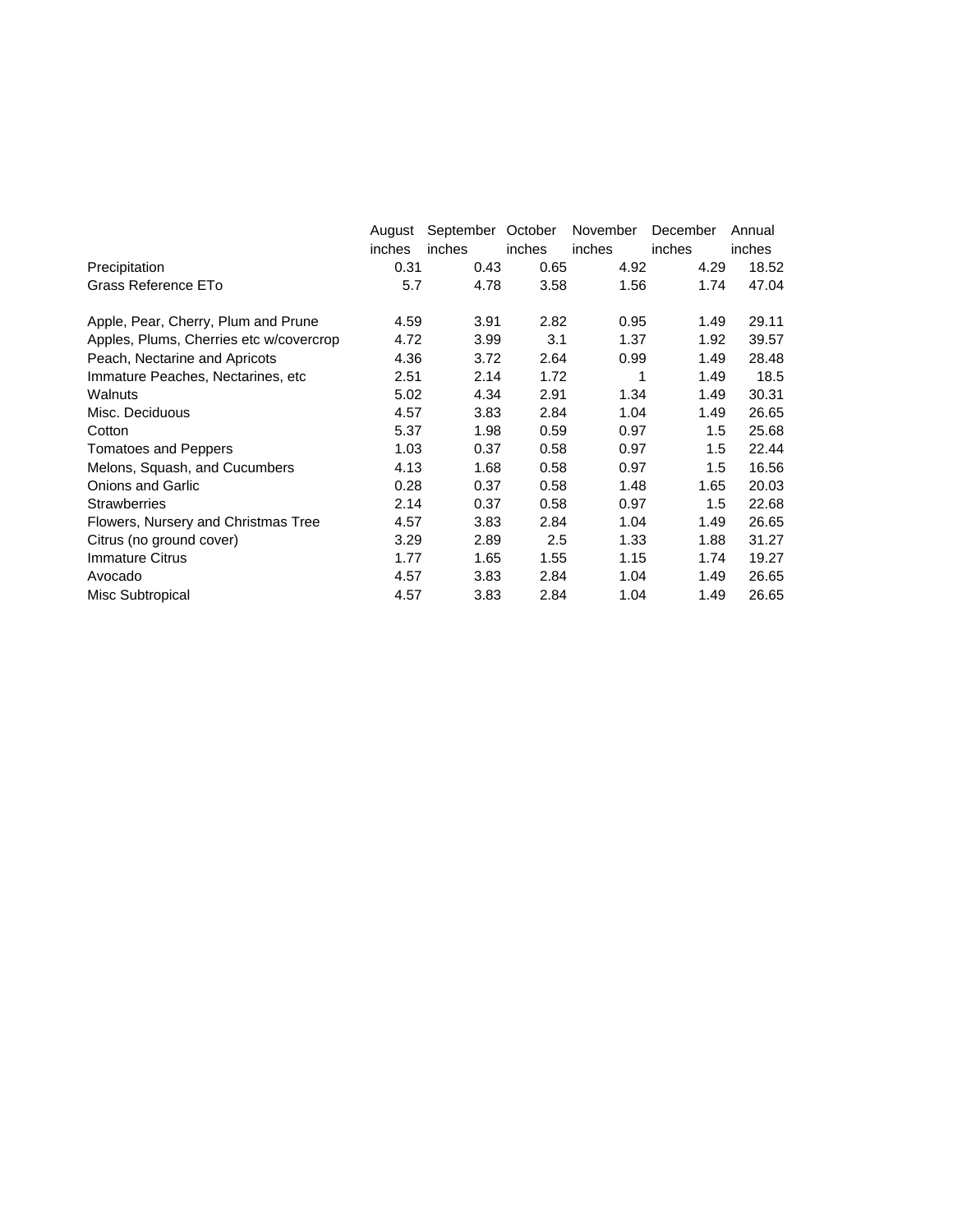| | August inches | September inches | October inches | November inches | December inches | Annual inches |
|---|---|---|---|---|---|---|
| Precipitation | 0.31 | 0.43 | 0.65 | 4.92 | 4.29 | 18.52 |
| Grass Reference ETo | 5.7 | 4.78 | 3.58 | 1.56 | 1.74 | 47.04 |
| | | | | | | |
| Apple, Pear, Cherry, Plum and Prune | 4.59 | 3.91 | 2.82 | 0.95 | 1.49 | 29.11 |
| Apples, Plums, Cherries etc w/covercrop | 4.72 | 3.99 | 3.1 | 1.37 | 1.92 | 39.57 |
| Peach, Nectarine and Apricots | 4.36 | 3.72 | 2.64 | 0.99 | 1.49 | 28.48 |
| Immature Peaches, Nectarines, etc | 2.51 | 2.14 | 1.72 | 1 | 1.49 | 18.5 |
| Walnuts | 5.02 | 4.34 | 2.91 | 1.34 | 1.49 | 30.31 |
| Misc. Deciduous | 4.57 | 3.83 | 2.84 | 1.04 | 1.49 | 26.65 |
| Cotton | 5.37 | 1.98 | 0.59 | 0.97 | 1.5 | 25.68 |
| Tomatoes and Peppers | 1.03 | 0.37 | 0.58 | 0.97 | 1.5 | 22.44 |
| Melons, Squash, and Cucumbers | 4.13 | 1.68 | 0.58 | 0.97 | 1.5 | 16.56 |
| Onions and Garlic | 0.28 | 0.37 | 0.58 | 1.48 | 1.65 | 20.03 |
| Strawberries | 2.14 | 0.37 | 0.58 | 0.97 | 1.5 | 22.68 |
| Flowers, Nursery and Christmas Tree | 4.57 | 3.83 | 2.84 | 1.04 | 1.49 | 26.65 |
| Citrus (no ground cover) | 3.29 | 2.89 | 2.5 | 1.33 | 1.88 | 31.27 |
| Immature Citrus | 1.77 | 1.65 | 1.55 | 1.15 | 1.74 | 19.27 |
| Avocado | 4.57 | 3.83 | 2.84 | 1.04 | 1.49 | 26.65 |
| Misc Subtropical | 4.57 | 3.83 | 2.84 | 1.04 | 1.49 | 26.65 |